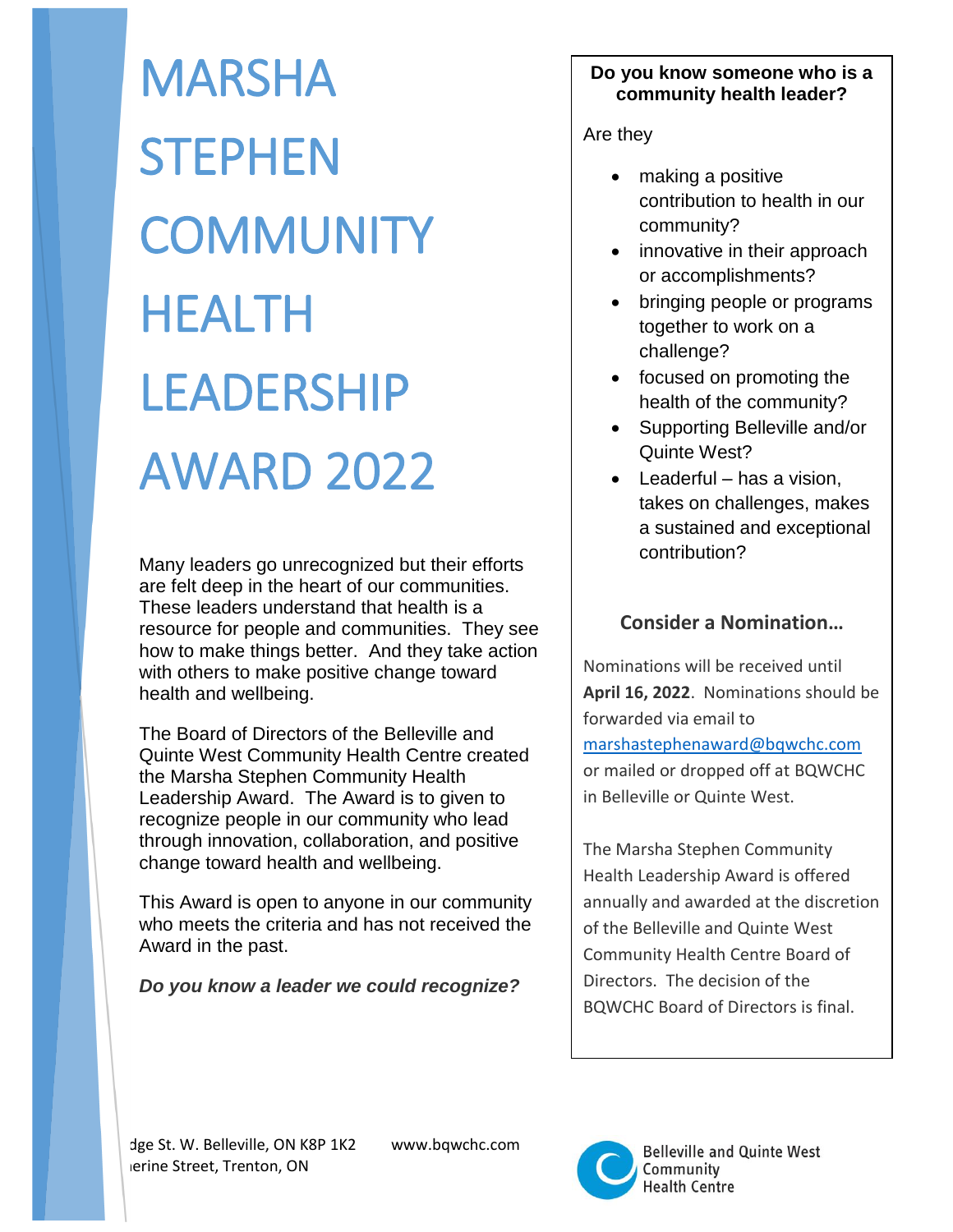# MARSHA STEPHEN COMMUNITY HEALTH LEADERSHIP AWARD 2022

Many leaders go unrecognized but their efforts are felt deep in the heart of our communities. These leaders understand that health is a resource for people and communities. They see how to make things better. And they take action with others to make positive change toward health and wellbeing.

The Board of Directors of the Belleville and Quinte West Community Health Centre created the Marsha Stephen Community Health Leadership Award. The Award is to given to recognize people in our community who lead through innovation, collaboration, and positive change toward health and wellbeing.

This Award is open to anyone in our community who meets the criteria and has not received the Award in the past.

***Do you know a leader we could recognize?***

**Do you know someone who is a community health leader?**

Are they

- making a positive contribution to health in our community?
- innovative in their approach or accomplishments?
- bringing people or programs together to work on a challenge?
- focused on promoting the health of the community?
- Supporting Belleville and/or Quinte West?
- Leaderful – has a vision, takes on challenges, makes a sustained and exceptional contribution?

## Consider a Nomination…

Nominations will be received until **April 16, 2022**. Nominations should be forwarded via email to marshastephenaward@bqwchc.com or mailed or dropped off at BQWCHC in Belleville or Quinte West.

The Marsha Stephen Community Health Leadership Award is offered annually and awarded at the discretion of the Belleville and Quinte West Community Health Centre Board of Directors. The decision of the BQWCHC Board of Directors is final.

dge St. W. Belleville, ON K8P 1K2 www.bqwchc.com
ıerine Street, Trenton, ON

Belleville and Quinte West Community Health Centre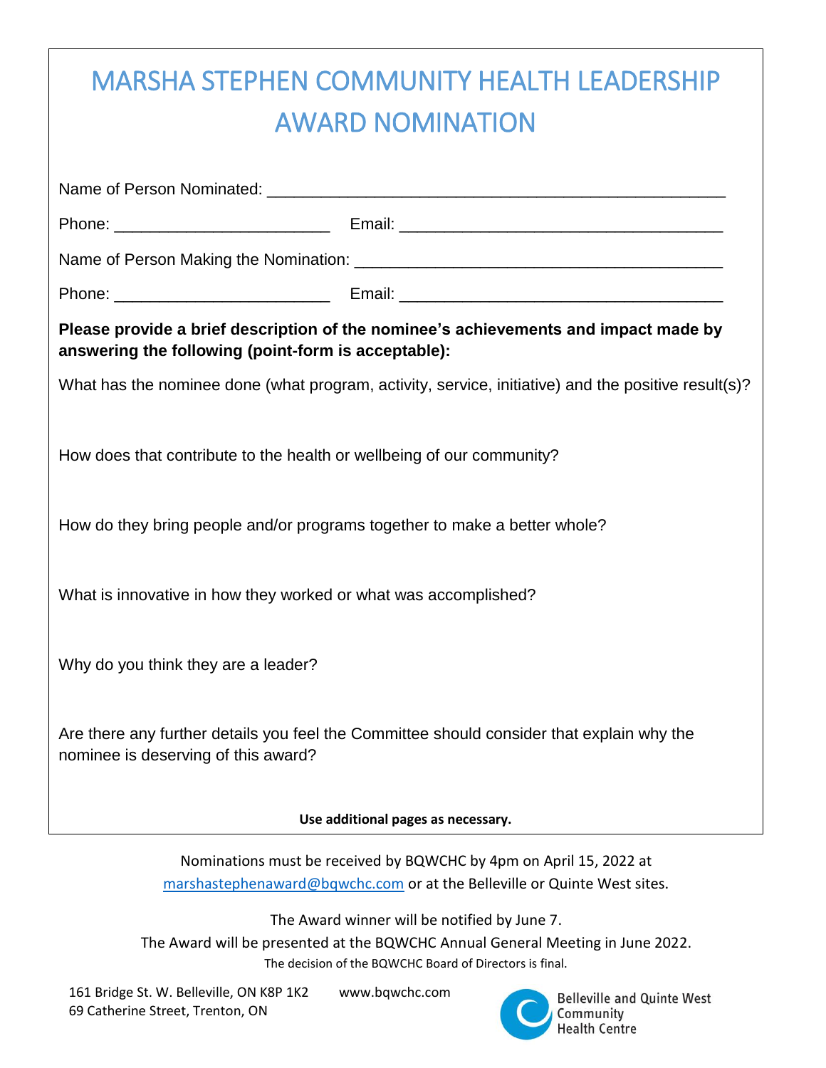# MARSHA STEPHEN COMMUNITY HEALTH LEADERSHIP AWARD NOMINATION

Name of Person Nominated: ___________________________________________________

Phone: ________________________ Email: ___________________________________

Name of Person Making the Nomination: _____________________________________

Phone: ________________________ Email: ___________________________________

**Please provide a brief description of the nominee's achievements and impact made by answering the following (point-form is acceptable):**

What has the nominee done (what program, activity, service, initiative) and the positive result(s)?

How does that contribute to the health or wellbeing of our community?

How do they bring people and/or programs together to make a better whole?

What is innovative in how they worked or what was accomplished?

Why do you think they are a leader?

Are there any further details you feel the Committee should consider that explain why the nominee is deserving of this award?

**Use additional pages as necessary.**

Nominations must be received by BQWCHC by 4pm on April 15, 2022 at marshastephenaward@bqwchc.com or at the Belleville or Quinte West sites.

The Award winner will be notified by June 7.

The Award will be presented at the BQWCHC Annual General Meeting in June 2022.

The decision of the BQWCHC Board of Directors is final.

161 Bridge St. W. Belleville, ON K8P 1K2
69 Catherine Street, Trenton, ON

www.bqwchc.com

Belleville and Quinte West Community Health Centre